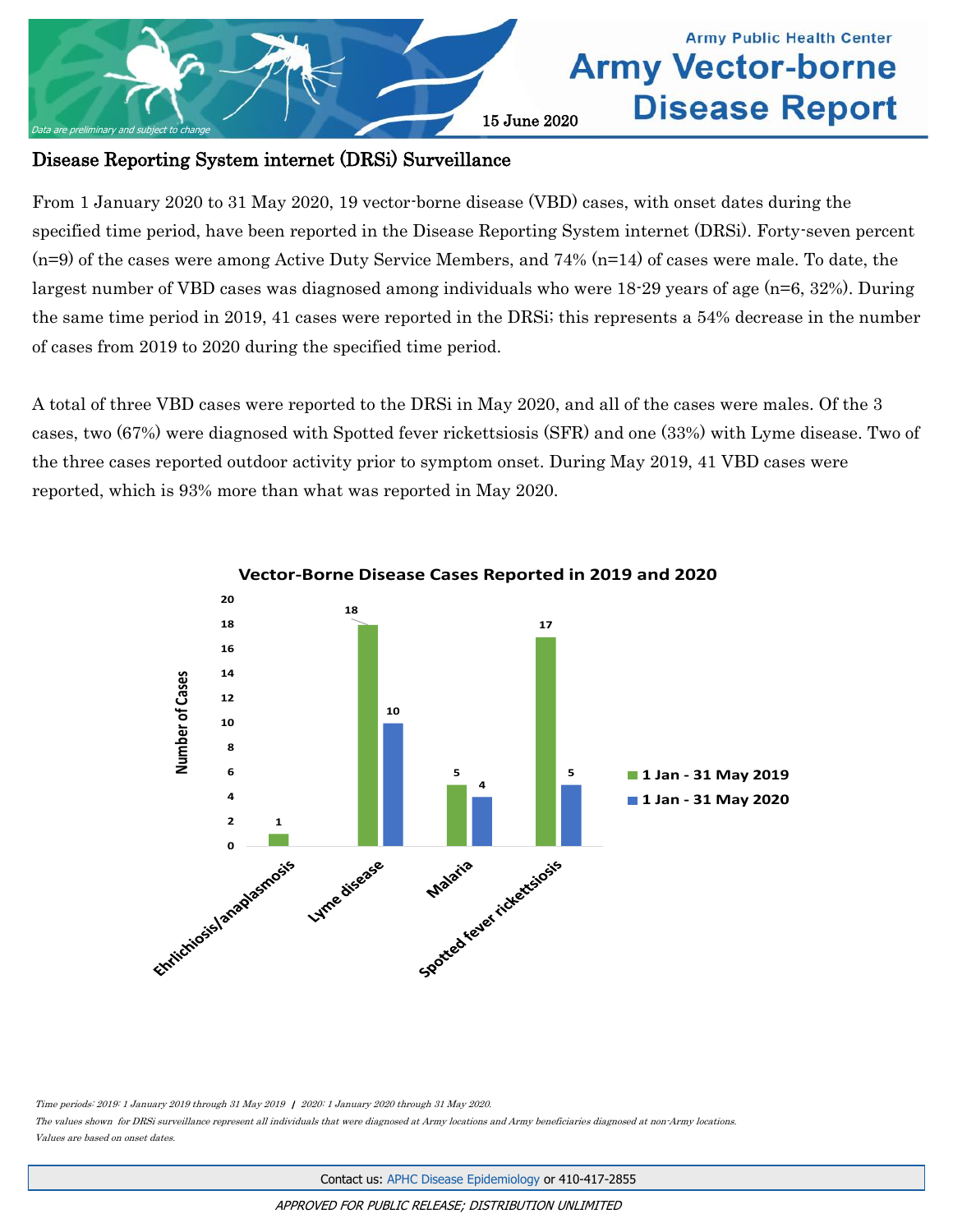# Army Vector-borne Disease Report

Army Public Health Center

*Data are preliminary and subject to change*

15 June 2020

## Disease Reporting System internet (DRSi) Surveillance

From 1 January 2020 to 31 May 2020, 19 vector-borne disease (VBD) cases, with onset dates during the specified time period, have been reported in the Disease Reporting System internet (DRSi). Forty-seven percent (n=9) of the cases were among Active Duty Service Members, and 74% (n=14) of cases were male. To date, the largest number of VBD cases was diagnosed among individuals who were 18-29 years of age (n=6, 32%). During the same time period in 2019, 41 cases were reported in the DRSi; this represents a 54% decrease in the number of cases from 2019 to 2020 during the specified time period.

A total of three VBD cases were reported to the DRSi in May 2020, and all of the cases were males. Of the 3 cases, two (67%) were diagnosed with Spotted fever rickettsiosis (SFR) and one (33%) with Lyme disease. Two of the three cases reported outdoor activity prior to symptom onset. During May 2019, 41 VBD cases were reported, which is 93% more than what was reported in May 2020.

**Vector-Borne Disease Cases Reported in 2019 and 2020**

| Disease | 1 Jan - 31 May 2019 | 1 Jan - 31 May 2020 |
| --- | --- | --- |
| Ehrlichiosis/anaplasmosis | 1 | |
| Lyme disease | 18 | 10 |
| Malaria | 5 | 4 |
| Spotted fever rickettsiosis | 17 | 5 |

*Time periods: 2019: 1 January 2019 through 31 May 2019 | 2020: 1 January 2020 through 31 May 2020.*

*The values shown for DRSi surveillance represent all individuals that were diagnosed at Army locations and Army beneficiaries diagnosed at non-Army locations.*

*Values are based on onset dates.*

Contact us: APHC Disease Epidemiology or 410-417-2855

*APPROVED FOR PUBLIC RELEASE; DISTRIBUTION UNLIMITED*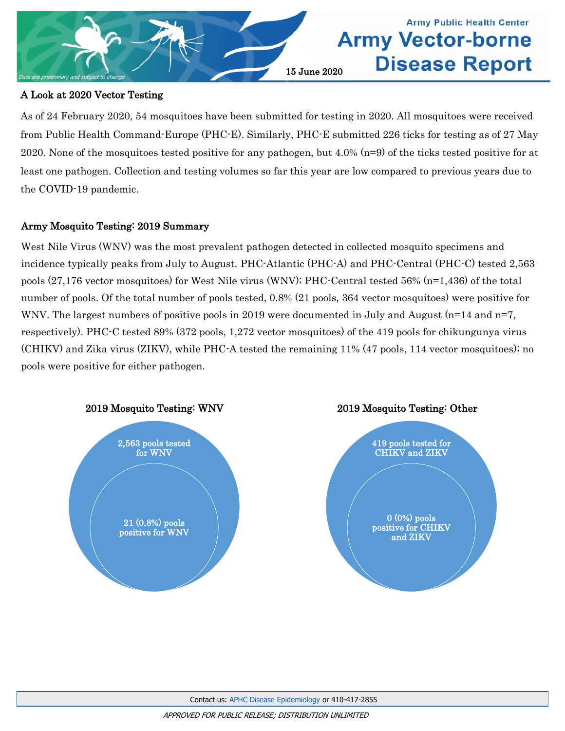Army Public Health Center

# Army Vector-borne Disease Report

15 June 2020

*Data are preliminary and subject to change*

## A Look at 2020 Vector Testing

As of 24 February 2020, 54 mosquitoes have been submitted for testing in 2020. All mosquitoes were received from Public Health Command-Europe (PHC-E). Similarly, PHC-E submitted 226 ticks for testing as of 27 May 2020. None of the mosquitoes tested positive for any pathogen, but 4.0% (n=9) of the ticks tested positive for at least one pathogen. Collection and testing volumes so far this year are low compared to previous years due to the COVID-19 pandemic.

## Army Mosquito Testing: 2019 Summary

West Nile Virus (WNV) was the most prevalent pathogen detected in collected mosquito specimens and incidence typically peaks from July to August. PHC-Atlantic (PHC-A) and PHC-Central (PHC-C) tested 2,563 pools (27,176 vector mosquitoes) for West Nile virus (WNV); PHC-Central tested 56% (n=1,436) of the total number of pools. Of the total number of pools tested, 0.8% (21 pools, 364 vector mosquitoes) were positive for WNV. The largest numbers of positive pools in 2019 were documented in July and August (n=14 and n=7, respectively). PHC-C tested 89% (372 pools, 1,272 vector mosquitoes) of the 419 pools for chikungunya virus (CHIKV) and Zika virus (ZIKV), while PHC-A tested the remaining 11% (47 pools, 114 vector mosquitoes); no pools were positive for either pathogen.

### 2019 Mosquito Testing: WNV

2,563 pools tested for WNV

21 (0.8%) pools positive for WNV

### 2019 Mosquito Testing: Other

419 pools tested for CHIKV and ZIKV

0 (0%) pools positive for CHIKV and ZIKV

Contact us: APHC Disease Epidemiology or 410-417-2855

*APPROVED FOR PUBLIC RELEASE; DISTRIBUTION UNLIMITED*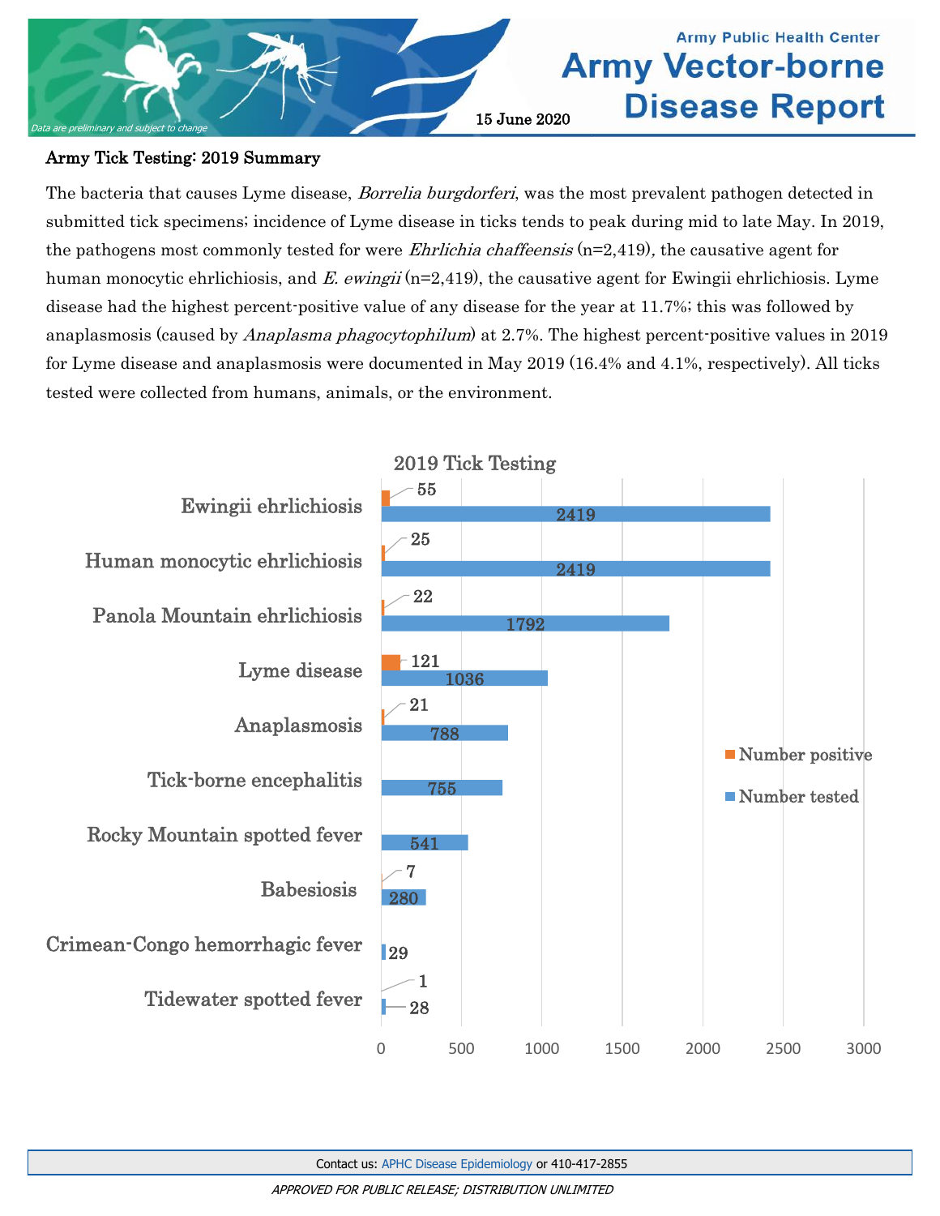## Army Tick Testing: 2019 Summary

The bacteria that causes Lyme disease, *Borrelia burgdorferi*, was the most prevalent pathogen detected in submitted tick specimens; incidence of Lyme disease in ticks tends to peak during mid to late May. In 2019, the pathogens most commonly tested for were *Ehrlichia chaffeensis* (n=2,419), the causative agent for human monocytic ehrlichiosis, and *E. ewingii* (n=2,419), the causative agent for Ewingii ehrlichiosis. Lyme disease had the highest percent-positive value of any disease for the year at 11.7%; this was followed by anaplasmosis (caused by *Anaplasma phagocytophilum*) at 2.7%. The highest percent-positive values in 2019 for Lyme disease and anaplasmosis were documented in May 2019 (16.4% and 4.1%, respectively). All ticks tested were collected from humans, animals, or the environment.

**2019 Tick Testing**

| Disease | Number positive | Number tested |
|---|---|---|
| Ewingii ehrlichiosis | 55 | 2419 |
| Human monocytic ehrlichiosis | 25 | 2419 |
| Panola Mountain ehrlichiosis | 22 | 1792 |
| Lyme disease | 121 | 1036 |
| Anaplasmosis | 21 | 788 |
| Tick-borne encephalitis | | 755 |
| Rocky Mountain spotted fever | | 541 |
| Babesiosis | 7 | 280 |
| Crimean-Congo hemorrhagic fever | | 29 |
| Tidewater spotted fever | 1 | 28 |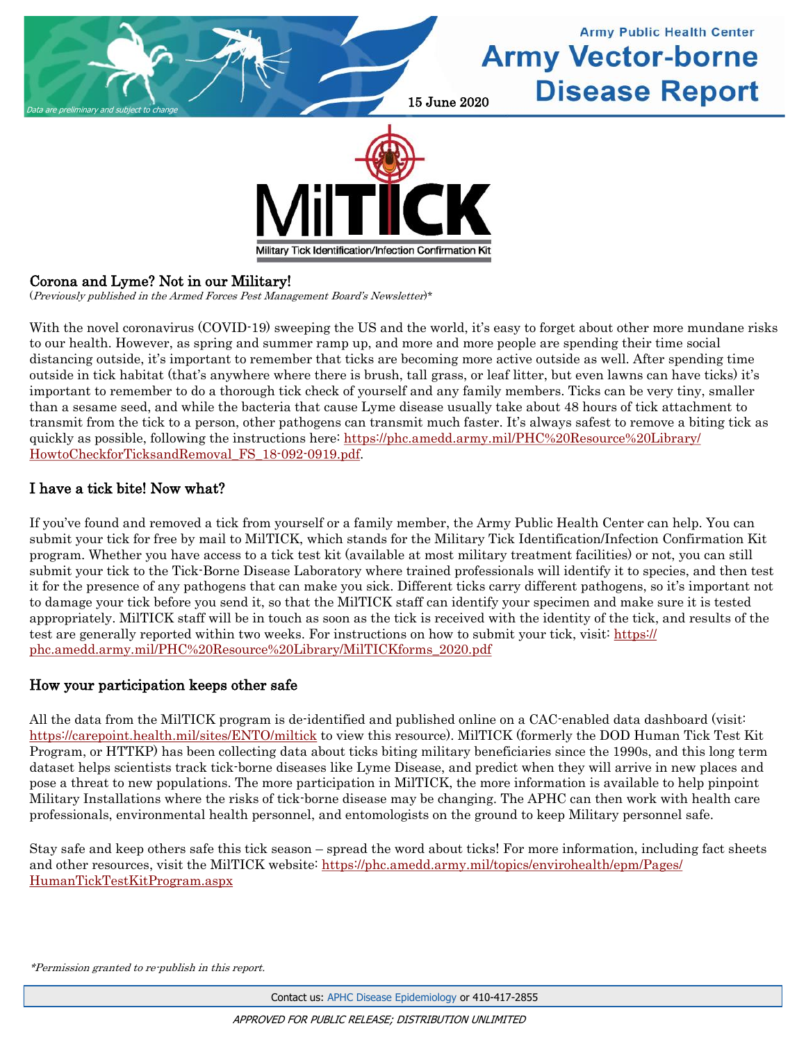## Corona and Lyme? Not in our Military!

(*Previously published in the Armed Forces Pest Management Board's Newsletter*)*

With the novel coronavirus (COVID-19) sweeping the US and the world, it's easy to forget about other more mundane risks to our health. However, as spring and summer ramp up, and more and more people are spending their time social distancing outside, it's important to remember that ticks are becoming more active outside as well. After spending time outside in tick habitat (that's anywhere where there is brush, tall grass, or leaf litter, but even lawns can have ticks) it's important to remember to do a thorough tick check of yourself and any family members. Ticks can be very tiny, smaller than a sesame seed, and while the bacteria that cause Lyme disease usually take about 48 hours of tick attachment to transmit from the tick to a person, other pathogens can transmit much faster. It's always safest to remove a biting tick as quickly as possible, following the instructions here: https://phc.amedd.army.mil/PHC%20Resource%20Library/HowtoCheckforTicksandRemoval_FS_18-092-0919.pdf.

## I have a tick bite! Now what?

If you've found and removed a tick from yourself or a family member, the Army Public Health Center can help. You can submit your tick for free by mail to MilTICK, which stands for the Military Tick Identification/Infection Confirmation Kit program. Whether you have access to a tick test kit (available at most military treatment facilities) or not, you can still submit your tick to the Tick-Borne Disease Laboratory where trained professionals will identify it to species, and then test it for the presence of any pathogens that can make you sick. Different ticks carry different pathogens, so it's important not to damage your tick before you send it, so that the MilTICK staff can identify your specimen and make sure it is tested appropriately. MilTICK staff will be in touch as soon as the tick is received with the identity of the tick, and results of the test are generally reported within two weeks. For instructions on how to submit your tick, visit: https://phc.amedd.army.mil/PHC%20Resource%20Library/MilTICKforms_2020.pdf

## How your participation keeps other safe

All the data from the MilTICK program is de-identified and published online on a CAC-enabled data dashboard (visit: https://carepoint.health.mil/sites/ENTO/miltick to view this resource). MilTICK (formerly the DOD Human Tick Test Kit Program, or HTTKP) has been collecting data about ticks biting military beneficiaries since the 1990s, and this long term dataset helps scientists track tick-borne diseases like Lyme Disease, and predict when they will arrive in new places and pose a threat to new populations. The more participation in MilTICK, the more information is available to help pinpoint Military Installations where the risks of tick-borne disease may be changing. The APHC can then work with health care professionals, environmental health personnel, and entomologists on the ground to keep Military personnel safe.

Stay safe and keep others safe this tick season – spread the word about ticks! For more information, including fact sheets and other resources, visit the MilTICK website: https://phc.amedd.army.mil/topics/envirohealth/epm/Pages/HumanTickTestKitProgram.aspx

*\*Permission granted to re-publish in this report.*